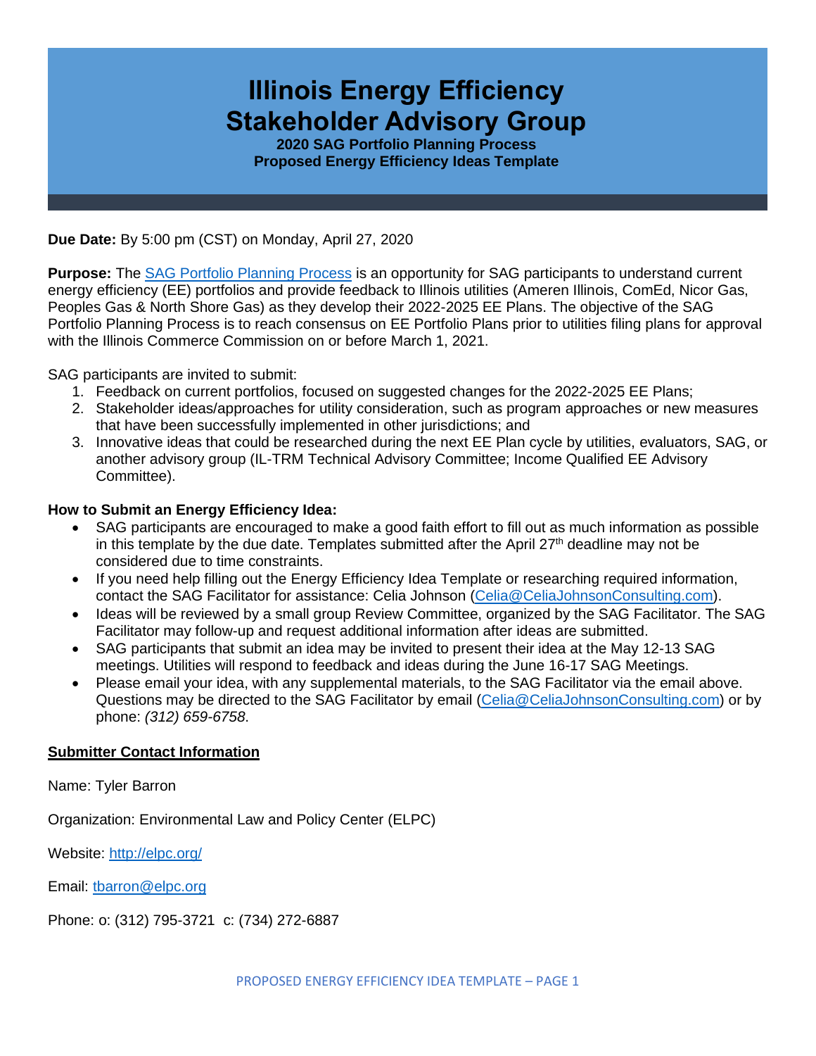# Illinois Energy Efficiency Stakeholder Advisory Group

**2020 SAG Portfolio Planning Process**
**Proposed Energy Efficiency Ideas Template**

**Due Date:** By 5:00 pm (CST) on Monday, April 27, 2020

**Purpose:** The [SAG Portfolio Planning Process](#) is an opportunity for SAG participants to understand current energy efficiency (EE) portfolios and provide feedback to Illinois utilities (Ameren Illinois, ComEd, Nicor Gas, Peoples Gas & North Shore Gas) as they develop their 2022-2025 EE Plans. The objective of the SAG Portfolio Planning Process is to reach consensus on EE Portfolio Plans prior to utilities filing plans for approval with the Illinois Commerce Commission on or before March 1, 2021.

SAG participants are invited to submit:

1. Feedback on current portfolios, focused on suggested changes for the 2022-2025 EE Plans;
2. Stakeholder ideas/approaches for utility consideration, such as program approaches or new measures that have been successfully implemented in other jurisdictions; and
3. Innovative ideas that could be researched during the next EE Plan cycle by utilities, evaluators, SAG, or another advisory group (IL-TRM Technical Advisory Committee; Income Qualified EE Advisory Committee).

**How to Submit an Energy Efficiency Idea:**

- SAG participants are encouraged to make a good faith effort to fill out as much information as possible in this template by the due date. Templates submitted after the April 27th deadline may not be considered due to time constraints.
- If you need help filling out the Energy Efficiency Idea Template or researching required information, contact the SAG Facilitator for assistance: Celia Johnson (Celia@CeliaJohnsonConsulting.com).
- Ideas will be reviewed by a small group Review Committee, organized by the SAG Facilitator. The SAG Facilitator may follow-up and request additional information after ideas are submitted.
- SAG participants that submit an idea may be invited to present their idea at the May 12-13 SAG meetings. Utilities will respond to feedback and ideas during the June 16-17 SAG Meetings.
- Please email your idea, with any supplemental materials, to the SAG Facilitator via the email above. Questions may be directed to the SAG Facilitator by email (Celia@CeliaJohnsonConsulting.com) or by phone: *(312) 659-6758.*

**Submitter Contact Information**

Name: Tyler Barron

Organization: Environmental Law and Policy Center (ELPC)

Website: http://elpc.org/

Email: tbarron@elpc.org

Phone: o: (312) 795-3721 c: (734) 272-6887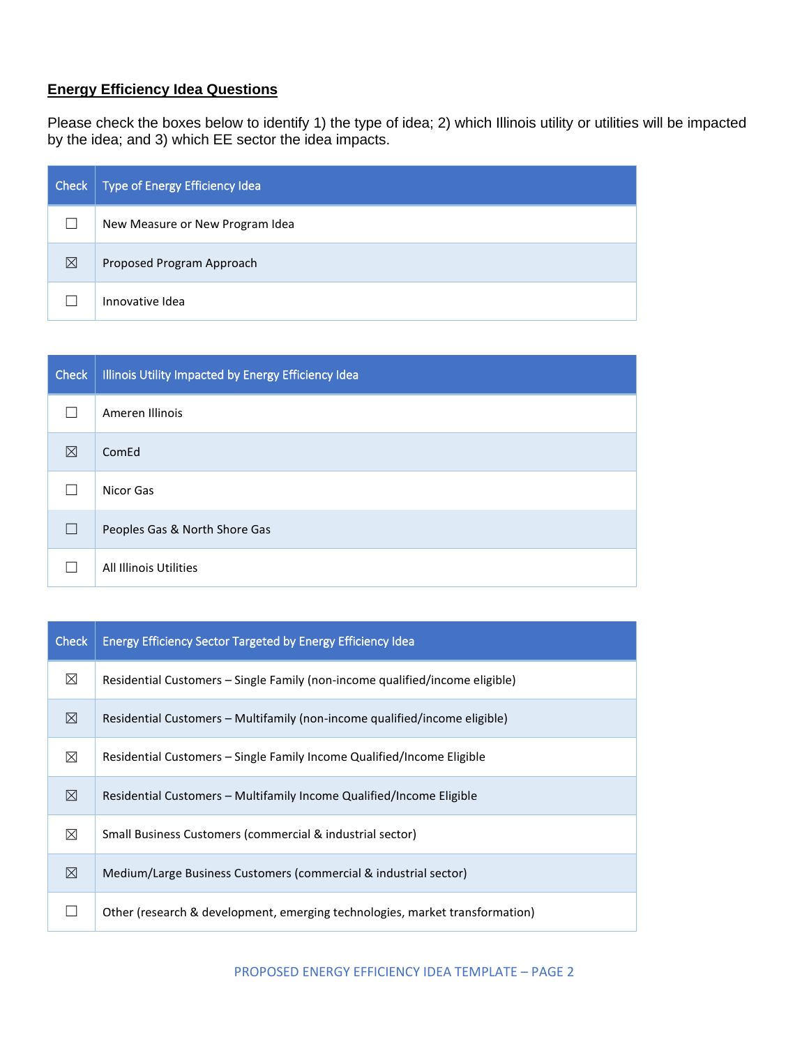## Energy Efficiency Idea Questions

Please check the boxes below to identify 1) the type of idea; 2) which Illinois utility or utilities will be impacted by the idea; and 3) which EE sector the idea impacts.

| Check | Type of Energy Efficiency Idea |
|---|---|
| ☐ | New Measure or New Program Idea |
| ☒ | Proposed Program Approach |
| ☐ | Innovative Idea |

| Check | Illinois Utility Impacted by Energy Efficiency Idea |
|---|---|
| ☐ | Ameren Illinois |
| ☒ | ComEd |
| ☐ | Nicor Gas |
| ☐ | Peoples Gas & North Shore Gas |
| ☐ | All Illinois Utilities |

| Check | Energy Efficiency Sector Targeted by Energy Efficiency Idea |
|---|---|
| ☒ | Residential Customers – Single Family (non-income qualified/income eligible) |
| ☒ | Residential Customers – Multifamily (non-income qualified/income eligible) |
| ☒ | Residential Customers – Single Family Income Qualified/Income Eligible |
| ☒ | Residential Customers – Multifamily Income Qualified/Income Eligible |
| ☒ | Small Business Customers (commercial & industrial sector) |
| ☒ | Medium/Large Business Customers (commercial & industrial sector) |
| ☐ | Other (research & development, emerging technologies, market transformation) |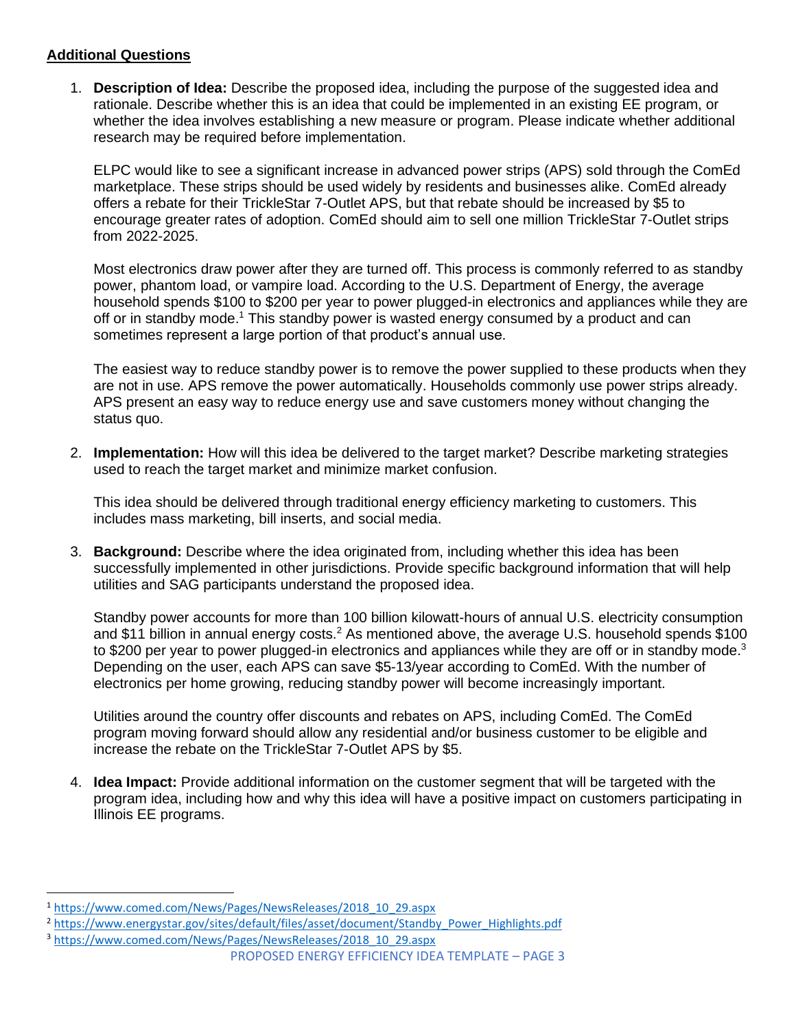## Additional Questions

1. **Description of Idea:** Describe the proposed idea, including the purpose of the suggested idea and rationale. Describe whether this is an idea that could be implemented in an existing EE program, or whether the idea involves establishing a new measure or program. Please indicate whether additional research may be required before implementation.

   ELPC would like to see a significant increase in advanced power strips (APS) sold through the ComEd marketplace. These strips should be used widely by residents and businesses alike. ComEd already offers a rebate for their TrickleStar 7-Outlet APS, but that rebate should be increased by $5 to encourage greater rates of adoption. ComEd should aim to sell one million TrickleStar 7-Outlet strips from 2022-2025.

   Most electronics draw power after they are turned off. This process is commonly referred to as standby power, phantom load, or vampire load. According to the U.S. Department of Energy, the average household spends $100 to $200 per year to power plugged-in electronics and appliances while they are off or in standby mode.[1] This standby power is wasted energy consumed by a product and can sometimes represent a large portion of that product's annual use.

   The easiest way to reduce standby power is to remove the power supplied to these products when they are not in use. APS remove the power automatically. Households commonly use power strips already. APS present an easy way to reduce energy use and save customers money without changing the status quo.

2. **Implementation:** How will this idea be delivered to the target market? Describe marketing strategies used to reach the target market and minimize market confusion.

   This idea should be delivered through traditional energy efficiency marketing to customers. This includes mass marketing, bill inserts, and social media.

3. **Background:** Describe where the idea originated from, including whether this idea has been successfully implemented in other jurisdictions. Provide specific background information that will help utilities and SAG participants understand the proposed idea.

   Standby power accounts for more than 100 billion kilowatt-hours of annual U.S. electricity consumption and $11 billion in annual energy costs.[2] As mentioned above, the average U.S. household spends $100 to $200 per year to power plugged-in electronics and appliances while they are off or in standby mode.[3] Depending on the user, each APS can save $5-13/year according to ComEd. With the number of electronics per home growing, reducing standby power will become increasingly important.

   Utilities around the country offer discounts and rebates on APS, including ComEd. The ComEd program moving forward should allow any residential and/or business customer to be eligible and increase the rebate on the TrickleStar 7-Outlet APS by $5.

4. **Idea Impact:** Provide additional information on the customer segment that will be targeted with the program idea, including how and why this idea will have a positive impact on customers participating in Illinois EE programs.

---

[1] https://www.comed.com/News/Pages/NewsReleases/2018_10_29.aspx

[2] https://www.energystar.gov/sites/default/files/asset/document/Standby_Power_Highlights.pdf

[3] https://www.comed.com/News/Pages/NewsReleases/2018_10_29.aspx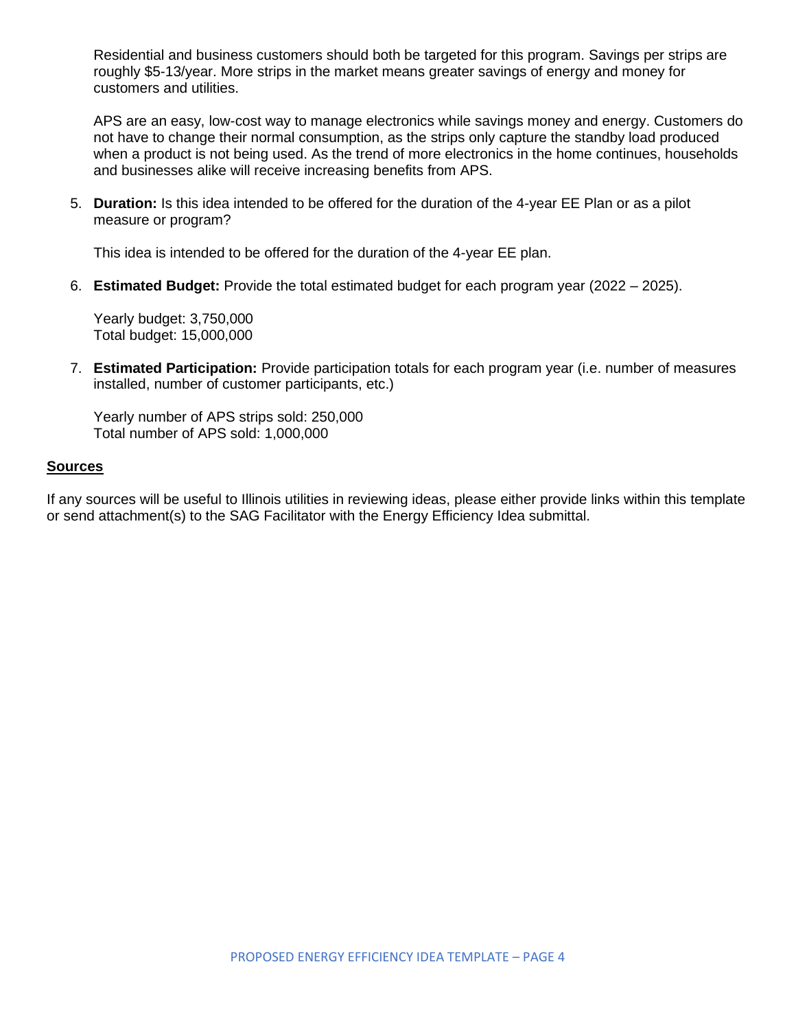Residential and business customers should both be targeted for this program. Savings per strips are roughly $5-13/year. More strips in the market means greater savings of energy and money for customers and utilities.

APS are an easy, low-cost way to manage electronics while savings money and energy. Customers do not have to change their normal consumption, as the strips only capture the standby load produced when a product is not being used. As the trend of more electronics in the home continues, households and businesses alike will receive increasing benefits from APS.

5. **Duration:** Is this idea intended to be offered for the duration of the 4-year EE Plan or as a pilot measure or program?

   This idea is intended to be offered for the duration of the 4-year EE plan.

6. **Estimated Budget:** Provide the total estimated budget for each program year (2022 – 2025).

   Yearly budget: 3,750,000
   Total budget: 15,000,000

7. **Estimated Participation:** Provide participation totals for each program year (i.e. number of measures installed, number of customer participants, etc.)

   Yearly number of APS strips sold: 250,000
   Total number of APS sold: 1,000,000

## Sources

If any sources will be useful to Illinois utilities in reviewing ideas, please either provide links within this template or send attachment(s) to the SAG Facilitator with the Energy Efficiency Idea submittal.